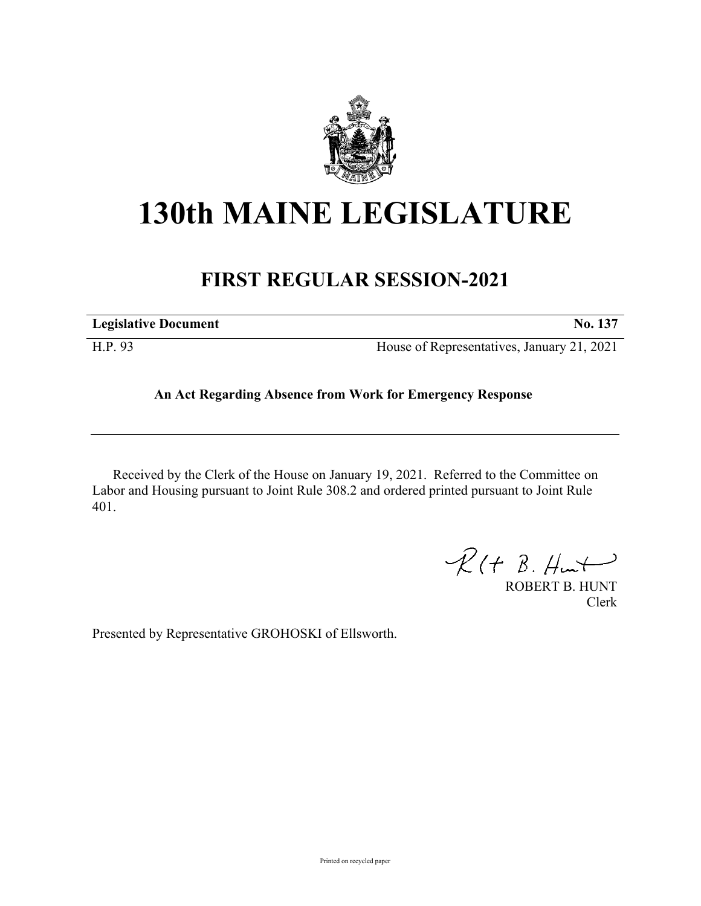# 130th MAINE LEGISLATURE

## FIRST REGULAR SESSION-2021

| **Legislative Document** | **No. 137** |
|---|---|
| H.P. 93 | House of Representatives, January 21, 2021 |

**An Act Regarding Absence from Work for Emergency Response**

Received by the Clerk of the House on January 19, 2021. Referred to the Committee on Labor and Housing pursuant to Joint Rule 308.2 and ordered printed pursuant to Joint Rule 401.

ROBERT B. HUNT
Clerk

Presented by Representative GROHOSKI of Ellsworth.

Printed on recycled paper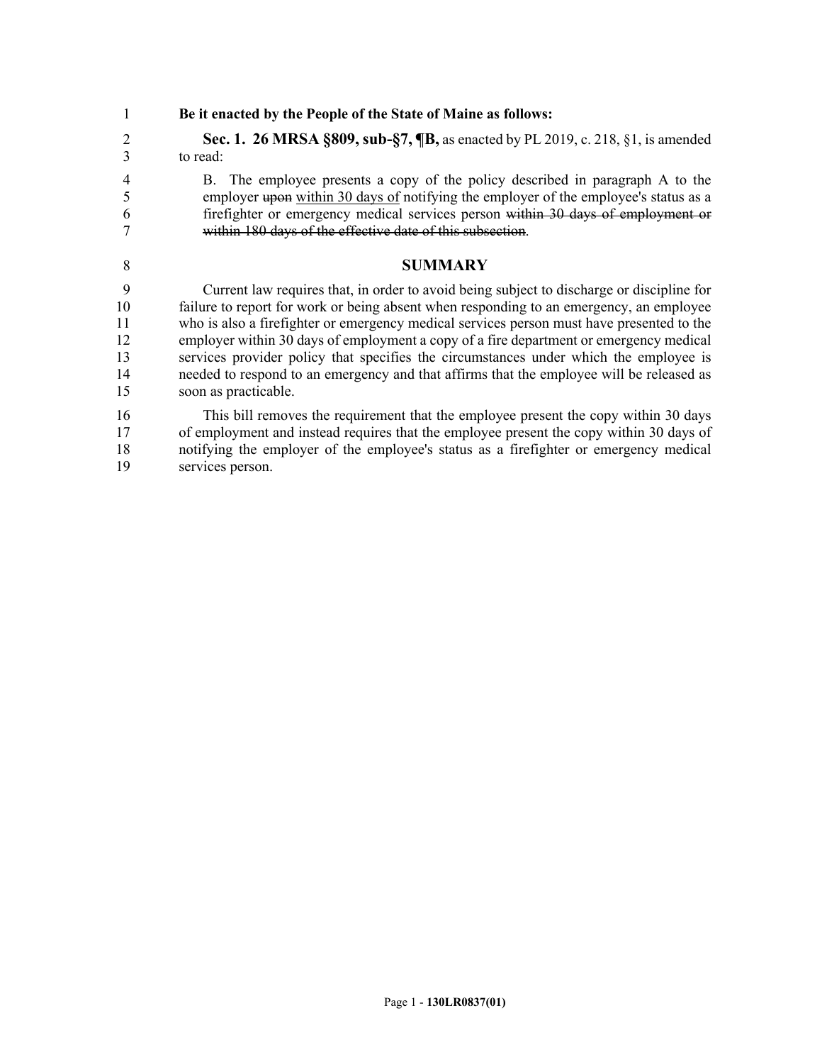**Be it enacted by the People of the State of Maine as follows:**

**Sec. 1. 26 MRSA §809, sub-§7, ¶B,** as enacted by PL 2019, c. 218, §1, is amended to read:

B. The employee presents a copy of the policy described in paragraph A to the employer ~~upon~~ <u>within 30 days of</u> notifying the employer of the employee's status as a firefighter or emergency medical services person ~~within 30 days of employment or within 180 days of the effective date of this subsection~~.

## SUMMARY

Current law requires that, in order to avoid being subject to discharge or discipline for failure to report for work or being absent when responding to an emergency, an employee who is also a firefighter or emergency medical services person must have presented to the employer within 30 days of employment a copy of a fire department or emergency medical services provider policy that specifies the circumstances under which the employee is needed to respond to an emergency and that affirms that the employee will be released as soon as practicable.

This bill removes the requirement that the employee present the copy within 30 days of employment and instead requires that the employee present the copy within 30 days of notifying the employer of the employee's status as a firefighter or emergency medical services person.